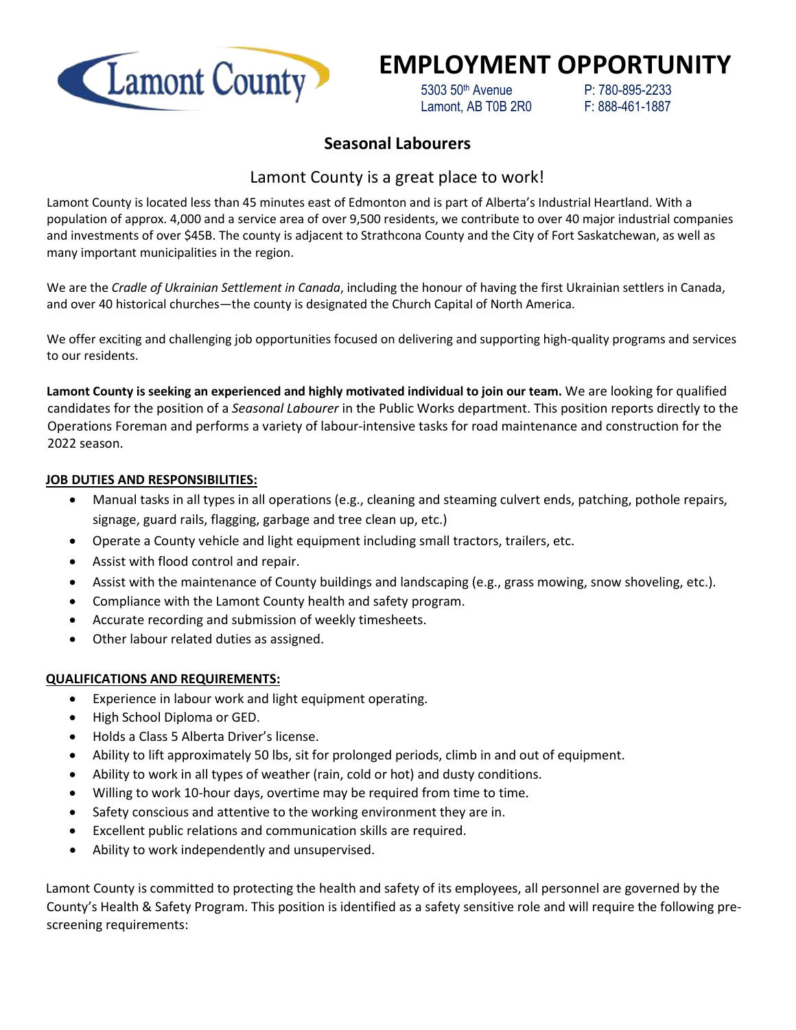Lamont County

# EMPLOYMENT OPPORTUNITY

5303 50th Avenue
Lamont, AB T0B 2R0

P: 780-895-2233
F: 888-461-1887

## Seasonal Labourers

### Lamont County is a great place to work!

Lamont County is located less than 45 minutes east of Edmonton and is part of Alberta's Industrial Heartland. With a population of approx. 4,000 and a service area of over 9,500 residents, we contribute to over 40 major industrial companies and investments of over $45B. The county is adjacent to Strathcona County and the City of Fort Saskatchewan, as well as many important municipalities in the region.

We are the *Cradle of Ukrainian Settlement in Canada*, including the honour of having the first Ukrainian settlers in Canada, and over 40 historical churches—the county is designated the Church Capital of North America.

We offer exciting and challenging job opportunities focused on delivering and supporting high-quality programs and services to our residents.

**Lamont County is seeking an experienced and highly motivated individual to join our team.** We are looking for qualified candidates for the position of a *Seasonal Labourer* in the Public Works department. This position reports directly to the Operations Foreman and performs a variety of labour-intensive tasks for road maintenance and construction for the 2022 season.

**JOB DUTIES AND RESPONSIBILITIES:**

- Manual tasks in all types in all operations (e.g., cleaning and steaming culvert ends, patching, pothole repairs, signage, guard rails, flagging, garbage and tree clean up, etc.)
- Operate a County vehicle and light equipment including small tractors, trailers, etc.
- Assist with flood control and repair.
- Assist with the maintenance of County buildings and landscaping (e.g., grass mowing, snow shoveling, etc.).
- Compliance with the Lamont County health and safety program.
- Accurate recording and submission of weekly timesheets.
- Other labour related duties as assigned.

**QUALIFICATIONS AND REQUIREMENTS:**

- Experience in labour work and light equipment operating.
- High School Diploma or GED.
- Holds a Class 5 Alberta Driver's license.
- Ability to lift approximately 50 lbs, sit for prolonged periods, climb in and out of equipment.
- Ability to work in all types of weather (rain, cold or hot) and dusty conditions.
- Willing to work 10-hour days, overtime may be required from time to time.
- Safety conscious and attentive to the working environment they are in.
- Excellent public relations and communication skills are required.
- Ability to work independently and unsupervised.

Lamont County is committed to protecting the health and safety of its employees, all personnel are governed by the County's Health & Safety Program. This position is identified as a safety sensitive role and will require the following pre-screening requirements: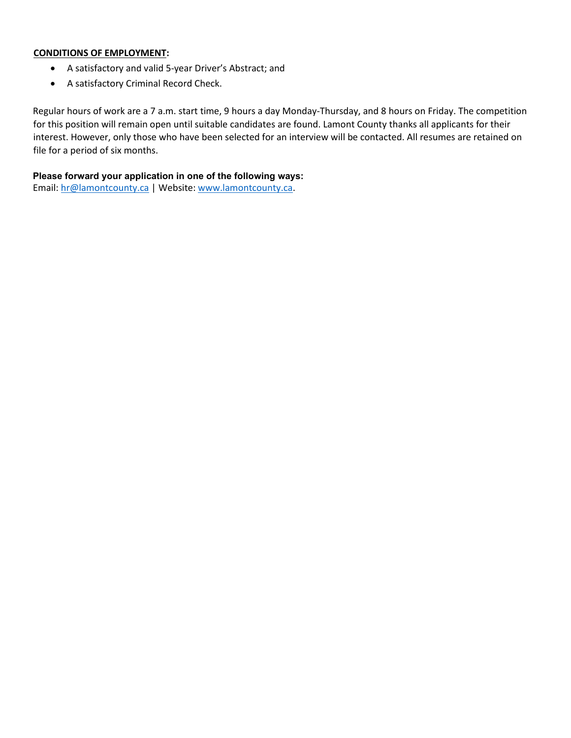**CONDITIONS OF EMPLOYMENT:**

- A satisfactory and valid 5-year Driver's Abstract; and
- A satisfactory Criminal Record Check.

Regular hours of work are a 7 a.m. start time, 9 hours a day Monday-Thursday, and 8 hours on Friday. The competition for this position will remain open until suitable candidates are found. Lamont County thanks all applicants for their interest. However, only those who have been selected for an interview will be contacted. All resumes are retained on file for a period of six months.

**Please forward your application in one of the following ways:**

Email: hr@lamontcounty.ca | Website: www.lamontcounty.ca.